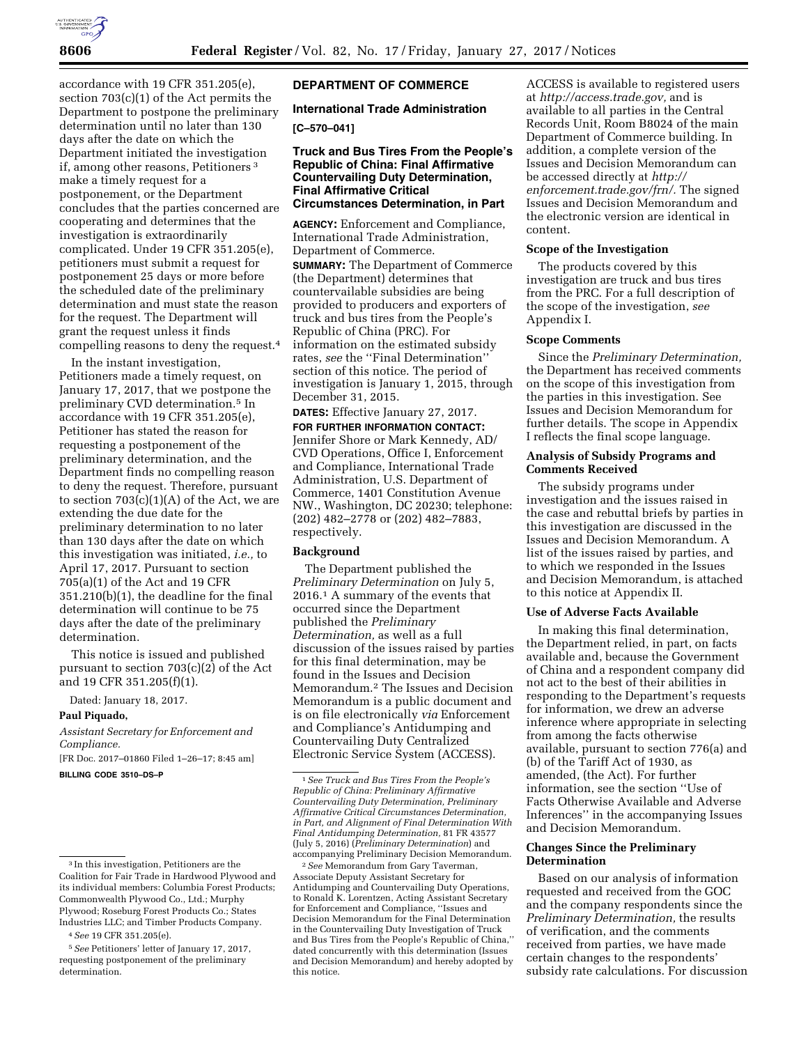accordance with 19 CFR 351.205(e), section 703(c)(1) of the Act permits the Department to postpone the preliminary determination until no later than 130 days after the date on which the Department initiated the investigation if, among other reasons, Petitioners [3] make a timely request for a postponement, or the Department concludes that the parties concerned are cooperating and determines that the investigation is extraordinarily complicated. Under 19 CFR 351.205(e), petitioners must submit a request for postponement 25 days or more before the scheduled date of the preliminary determination and must state the reason for the request. The Department will grant the request unless it finds compelling reasons to deny the request.[4]

In the instant investigation, Petitioners made a timely request, on January 17, 2017, that we postpone the preliminary CVD determination.[5] In accordance with 19 CFR 351.205(e), Petitioner has stated the reason for requesting a postponement of the preliminary determination, and the Department finds no compelling reason to deny the request. Therefore, pursuant to section 703(c)(1)(A) of the Act, we are extending the due date for the preliminary determination to no later than 130 days after the date on which this investigation was initiated, *i.e.,* to April 17, 2017. Pursuant to section 705(a)(1) of the Act and 19 CFR 351.210(b)(1), the deadline for the final determination will continue to be 75 days after the date of the preliminary determination.

This notice is issued and published pursuant to section 703(c)(2) of the Act and 19 CFR 351.205(f)(1).

Dated: January 18, 2017.

**Paul Piquado,**

*Assistant Secretary for Enforcement and Compliance.*

[FR Doc. 2017–01860 Filed 1–26–17; 8:45 am]

**BILLING CODE 3510–DS–P**

[3] In this investigation, Petitioners are the Coalition for Fair Trade in Hardwood Plywood and its individual members: Columbia Forest Products; Commonwealth Plywood Co., Ltd.; Murphy Plywood; Roseburg Forest Products Co.; States Industries LLC; and Timber Products Company.

[4] *See* 19 CFR 351.205(e).

[5] *See* Petitioners' letter of January 17, 2017, requesting postponement of the preliminary determination.

## DEPARTMENT OF COMMERCE

### International Trade Administration

**[C–570–041]**

### Truck and Bus Tires From the People's Republic of China: Final Affirmative Countervailing Duty Determination, Final Affirmative Critical Circumstances Determination, in Part

**AGENCY:** Enforcement and Compliance, International Trade Administration, Department of Commerce.

**SUMMARY:** The Department of Commerce (the Department) determines that countervailable subsidies are being provided to producers and exporters of truck and bus tires from the People's Republic of China (PRC). For information on the estimated subsidy rates, *see* the ''Final Determination'' section of this notice. The period of investigation is January 1, 2015, through December 31, 2015.

**DATES:** Effective January 27, 2017.

**FOR FURTHER INFORMATION CONTACT:** Jennifer Shore or Mark Kennedy, AD/CVD Operations, Office I, Enforcement and Compliance, International Trade Administration, U.S. Department of Commerce, 1401 Constitution Avenue NW., Washington, DC 20230; telephone: (202) 482–2778 or (202) 482–7883, respectively.

#### Background

The Department published the *Preliminary Determination* on July 5, 2016.[1] A summary of the events that occurred since the Department published the *Preliminary Determination,* as well as a full discussion of the issues raised by parties for this final determination, may be found in the Issues and Decision Memorandum.[2] The Issues and Decision Memorandum is a public document and is on file electronically *via* Enforcement and Compliance's Antidumping and Countervailing Duty Centralized Electronic Service System (ACCESS). ACCESS is available to registered users at *http://access.trade.gov,* and is available to all parties in the Central Records Unit, Room B8024 of the main Department of Commerce building. In addition, a complete version of the Issues and Decision Memorandum can be accessed directly at *http://enforcement.trade.gov/frn/.* The signed Issues and Decision Memorandum and the electronic version are identical in content.

[1] *See Truck and Bus Tires From the People's Republic of China: Preliminary Affirmative Countervailing Duty Determination, Preliminary Affirmative Critical Circumstances Determination, in Part, and Alignment of Final Determination With Final Antidumping Determination,* 81 FR 43577 (July 5, 2016) (*Preliminary Determination*) and accompanying Preliminary Decision Memorandum.

[2] *See* Memorandum from Gary Taverman, Associate Deputy Assistant Secretary for Antidumping and Countervailing Duty Operations, to Ronald K. Lorentzen, Acting Assistant Secretary for Enforcement and Compliance, ''Issues and Decision Memorandum for the Final Determination in the Countervailing Duty Investigation of Truck and Bus Tires from the People's Republic of China,'' dated concurrently with this determination (Issues and Decision Memorandum) and hereby adopted by this notice.

#### Scope of the Investigation

The products covered by this investigation are truck and bus tires from the PRC. For a full description of the scope of the investigation, *see* Appendix I.

#### Scope Comments

Since the *Preliminary Determination,* the Department has received comments on the scope of this investigation from the parties in this investigation. See Issues and Decision Memorandum for further details. The scope in Appendix I reflects the final scope language.

#### Analysis of Subsidy Programs and Comments Received

The subsidy programs under investigation and the issues raised in the case and rebuttal briefs by parties in this investigation are discussed in the Issues and Decision Memorandum. A list of the issues raised by parties, and to which we responded in the Issues and Decision Memorandum, is attached to this notice at Appendix II.

#### Use of Adverse Facts Available

In making this final determination, the Department relied, in part, on facts available and, because the Government of China and a respondent company did not act to the best of their abilities in responding to the Department's requests for information, we drew an adverse inference where appropriate in selecting from among the facts otherwise available, pursuant to section 776(a) and (b) of the Tariff Act of 1930, as amended, (the Act). For further information, see the section ''Use of Facts Otherwise Available and Adverse Inferences'' in the accompanying Issues and Decision Memorandum.

#### Changes Since the Preliminary Determination

Based on our analysis of information requested and received from the GOC and the company respondents since the *Preliminary Determination,* the results of verification, and the comments received from parties, we have made certain changes to the respondents' subsidy rate calculations. For discussion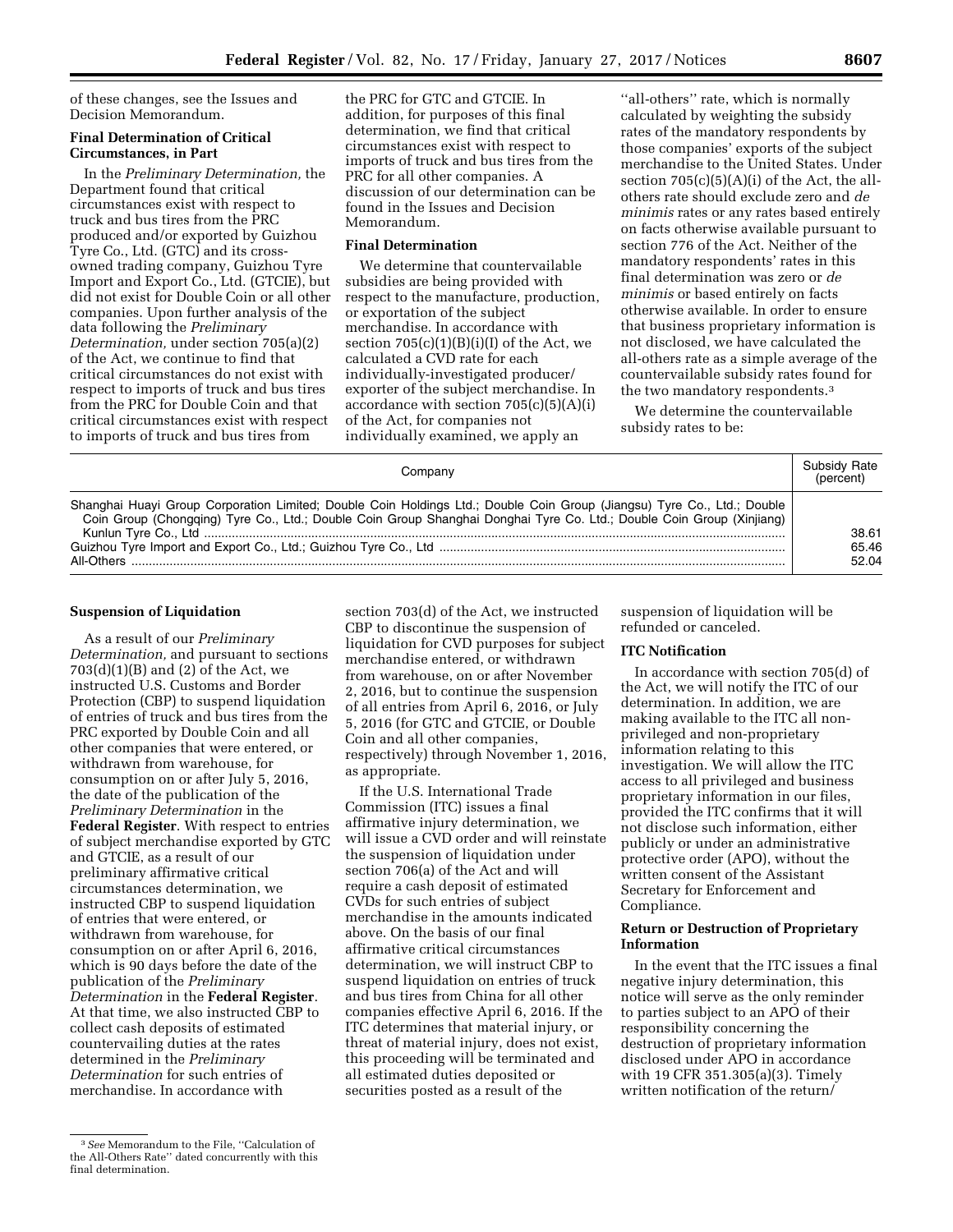of these changes, see the Issues and Decision Memorandum.

**Final Determination of Critical Circumstances, in Part**

In the *Preliminary Determination,* the Department found that critical circumstances exist with respect to truck and bus tires from the PRC produced and/or exported by Guizhou Tyre Co., Ltd. (GTC) and its cross-owned trading company, Guizhou Tyre Import and Export Co., Ltd. (GTCIE), but did not exist for Double Coin or all other companies. Upon further analysis of the data following the *Preliminary Determination,* under section 705(a)(2) of the Act, we continue to find that critical circumstances do not exist with respect to imports of truck and bus tires from the PRC for Double Coin and that critical circumstances exist with respect to imports of truck and bus tires from the PRC for GTC and GTCIE. In addition, for purposes of this final determination, we find that critical circumstances exist with respect to imports of truck and bus tires from the PRC for all other companies. A discussion of our determination can be found in the Issues and Decision Memorandum.

**Final Determination**

We determine that countervailable subsidies are being provided with respect to the manufacture, production, or exportation of the subject merchandise. In accordance with section 705(c)(1)(B)(i)(I) of the Act, we calculated a CVD rate for each individually-investigated producer/exporter of the subject merchandise. In accordance with section 705(c)(5)(A)(i) of the Act, for companies not individually examined, we apply an "all-others" rate, which is normally calculated by weighting the subsidy rates of the mandatory respondents by those companies' exports of the subject merchandise to the United States. Under section 705(c)(5)(A)(i) of the Act, the all-others rate should exclude zero and *de minimis* rates or any rates based entirely on facts otherwise available pursuant to section 776 of the Act. Neither of the mandatory respondents' rates in this final determination was zero or *de minimis* or based entirely on facts otherwise available. In order to ensure that business proprietary information is not disclosed, we have calculated the all-others rate as a simple average of the countervailable subsidy rates found for the two mandatory respondents.[3]

We determine the countervailable subsidy rates to be:

| Company | Subsidy Rate (percent) |
|---|---|
| Shanghai Huayi Group Corporation Limited; Double Coin Holdings Ltd.; Double Coin Group (Jiangsu) Tyre Co., Ltd.; Double Coin Group (Chongqing) Tyre Co., Ltd.; Double Coin Group Shanghai Donghai Tyre Co. Ltd.; Double Coin Group (Xinjiang) Kunlun Tyre Co., Ltd | 38.61 |
| Guizhou Tyre Import and Export Co., Ltd.; Guizhou Tyre Co., Ltd | 65.46 |
| All-Others | 52.04 |

**Suspension of Liquidation**

As a result of our *Preliminary Determination,* and pursuant to sections 703(d)(1)(B) and (2) of the Act, we instructed U.S. Customs and Border Protection (CBP) to suspend liquidation of entries of truck and bus tires from the PRC exported by Double Coin and all other companies that were entered, or withdrawn from warehouse, for consumption on or after July 5, 2016, the date of the publication of the *Preliminary Determination* in the **Federal Register**. With respect to entries of subject merchandise exported by GTC and GTCIE, as a result of our preliminary affirmative critical circumstances determination, we instructed CBP to suspend liquidation of entries that were entered, or withdrawn from warehouse, for consumption on or after April 6, 2016, which is 90 days before the date of the publication of the *Preliminary Determination* in the **Federal Register**. At that time, we also instructed CBP to collect cash deposits of estimated countervailing duties at the rates determined in the *Preliminary Determination* for such entries of merchandise. In accordance with section 703(d) of the Act, we instructed CBP to discontinue the suspension of liquidation for CVD purposes for subject merchandise entered, or withdrawn from warehouse, on or after November 2, 2016, but to continue the suspension of all entries from April 6, 2016, or July 5, 2016 (for GTC and GTCIE, or Double Coin and all other companies, respectively) through November 1, 2016, as appropriate.

If the U.S. International Trade Commission (ITC) issues a final affirmative injury determination, we will issue a CVD order and will reinstate the suspension of liquidation under section 706(a) of the Act and will require a cash deposit of estimated CVDs for such entries of subject merchandise in the amounts indicated above. On the basis of our final affirmative critical circumstances determination, we will instruct CBP to suspend liquidation on entries of truck and bus tires from China for all other companies effective April 6, 2016. If the ITC determines that material injury, or threat of material injury, does not exist, this proceeding will be terminated and all estimated duties deposited or securities posted as a result of the suspension of liquidation will be refunded or canceled.

**ITC Notification**

In accordance with section 705(d) of the Act, we will notify the ITC of our determination. In addition, we are making available to the ITC all non-privileged and non-proprietary information relating to this investigation. We will allow the ITC access to all privileged and business proprietary information in our files, provided the ITC confirms that it will not disclose such information, either publicly or under an administrative protective order (APO), without the written consent of the Assistant Secretary for Enforcement and Compliance.

**Return or Destruction of Proprietary Information**

In the event that the ITC issues a final negative injury determination, this notice will serve as the only reminder to parties subject to an APO of their responsibility concerning the destruction of proprietary information disclosed under APO in accordance with 19 CFR 351.305(a)(3). Timely written notification of the return/

---

[3] *See* Memorandum to the File, "Calculation of the All-Others Rate" dated concurrently with this final determination.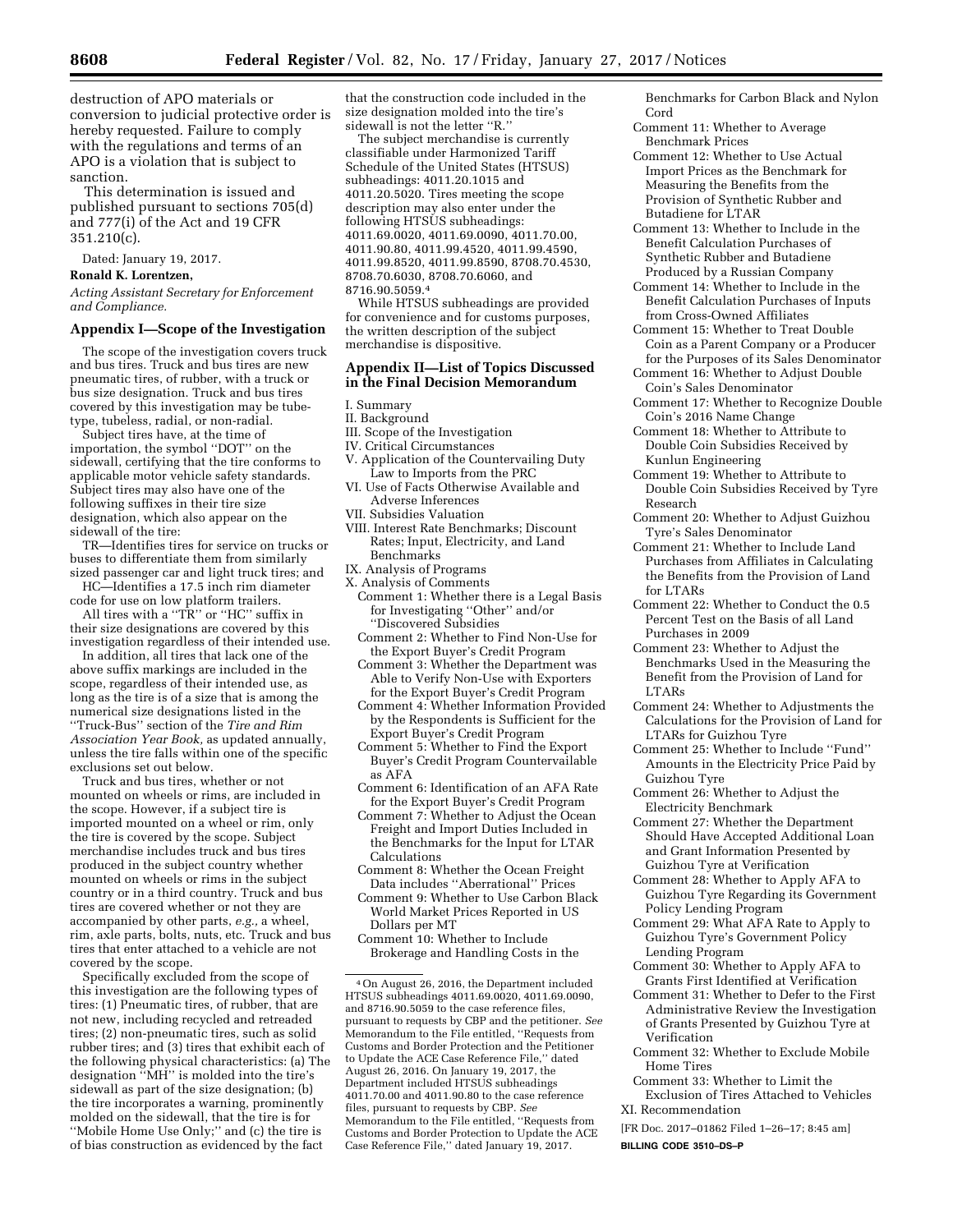destruction of APO materials or conversion to judicial protective order is hereby requested. Failure to comply with the regulations and terms of an APO is a violation that is subject to sanction.

This determination is issued and published pursuant to sections 705(d) and 777(i) of the Act and 19 CFR 351.210(c).

Dated: January 19, 2017.

**Ronald K. Lorentzen,**

*Acting Assistant Secretary for Enforcement and Compliance.*

## Appendix I—Scope of the Investigation

The scope of the investigation covers truck and bus tires. Truck and bus tires are new pneumatic tires, of rubber, with a truck or bus size designation. Truck and bus tires covered by this investigation may be tube-type, tubeless, radial, or non-radial.

Subject tires have, at the time of importation, the symbol ''DOT'' on the sidewall, certifying that the tire conforms to applicable motor vehicle safety standards. Subject tires may also have one of the following suffixes in their tire size designation, which also appear on the sidewall of the tire:

TR—Identifies tires for service on trucks or buses to differentiate them from similarly sized passenger car and light truck tires; and

HC—Identifies a 17.5 inch rim diameter code for use on low platform trailers.

All tires with a ''TR'' or ''HC'' suffix in their size designations are covered by this investigation regardless of their intended use.

In addition, all tires that lack one of the above suffix markings are included in the scope, regardless of their intended use, as long as the tire is of a size that is among the numerical size designations listed in the ''Truck-Bus'' section of the *Tire and Rim Association Year Book,* as updated annually, unless the tire falls within one of the specific exclusions set out below.

Truck and bus tires, whether or not mounted on wheels or rims, are included in the scope. However, if a subject tire is imported mounted on a wheel or rim, only the tire is covered by the scope. Subject merchandise includes truck and bus tires produced in the subject country whether mounted on wheels or rims in the subject country or in a third country. Truck and bus tires are covered whether or not they are accompanied by other parts, *e.g.,* a wheel, rim, axle parts, bolts, nuts, etc. Truck and bus tires that enter attached to a vehicle are not covered by the scope.

Specifically excluded from the scope of this investigation are the following types of tires: (1) Pneumatic tires, of rubber, that are not new, including recycled and retreaded tires; (2) non-pneumatic tires, such as solid rubber tires; and (3) tires that exhibit each of the following physical characteristics: (a) The designation ''MH'' is molded into the tire's sidewall as part of the size designation; (b) the tire incorporates a warning, prominently molded on the sidewall, that the tire is for ''Mobile Home Use Only;'' and (c) the tire is of bias construction as evidenced by the fact that the construction code included in the size designation molded into the tire's sidewall is not the letter ''R.''

The subject merchandise is currently classifiable under Harmonized Tariff Schedule of the United States (HTSUS) subheadings: 4011.20.1015 and 4011.20.5020. Tires meeting the scope description may also enter under the following HTSUS subheadings: 4011.69.0020, 4011.69.0090, 4011.70.00, 4011.90.80, 4011.99.4520, 4011.99.4590, 4011.99.8520, 4011.99.8590, 8708.70.4530, 8708.70.6030, 8708.70.6060, and 8716.90.5059.[4]

While HTSUS subheadings are provided for convenience and for customs purposes, the written description of the subject merchandise is dispositive.

[4] On August 26, 2016, the Department included HTSUS subheadings 4011.69.0020, 4011.69.0090, and 8716.90.5059 to the case reference files, pursuant to requests by CBP and the petitioner. *See* Memorandum to the File entitled, ''Requests from Customs and Border Protection and the Petitioner to Update the ACE Case Reference File,'' dated August 26, 2016. On January 19, 2017, the Department included HTSUS subheadings 4011.70.00 and 4011.90.80 to the case reference files, pursuant to requests by CBP. *See* Memorandum to the File entitled, ''Requests from Customs and Border Protection to Update the ACE Case Reference File,'' dated January 19, 2017.

## Appendix II—List of Topics Discussed in the Final Decision Memorandum

I. Summary
II. Background
III. Scope of the Investigation
IV. Critical Circumstances
V. Application of the Countervailing Duty Law to Imports from the PRC
VI. Use of Facts Otherwise Available and Adverse Inferences
VII. Subsidies Valuation
VIII. Interest Rate Benchmarks; Discount Rates; Input, Electricity, and Land Benchmarks
IX. Analysis of Programs
X. Analysis of Comments
- Comment 1: Whether there is a Legal Basis for Investigating ''Other'' and/or ''Discovered Subsidies
- Comment 2: Whether to Find Non-Use for the Export Buyer's Credit Program
- Comment 3: Whether the Department was Able to Verify Non-Use with Exporters for the Export Buyer's Credit Program
- Comment 4: Whether Information Provided by the Respondents is Sufficient for the Export Buyer's Credit Program
- Comment 5: Whether to Find the Export Buyer's Credit Program Countervailable as AFA
- Comment 6: Identification of an AFA Rate for the Export Buyer's Credit Program
- Comment 7: Whether to Adjust the Ocean Freight and Import Duties Included in the Benchmarks for the Input for LTAR Calculations
- Comment 8: Whether the Ocean Freight Data includes ''Aberrational'' Prices
- Comment 9: Whether to Use Carbon Black World Market Prices Reported in US Dollars per MT
- Comment 10: Whether to Include Brokerage and Handling Costs in the Benchmarks for Carbon Black and Nylon Cord
- Comment 11: Whether to Average Benchmark Prices
- Comment 12: Whether to Use Actual Import Prices as the Benchmark for Measuring the Benefits from the Provision of Synthetic Rubber and Butadiene for LTAR
- Comment 13: Whether to Include in the Benefit Calculation Purchases of Synthetic Rubber and Butadiene Produced by a Russian Company
- Comment 14: Whether to Include in the Benefit Calculation Purchases of Inputs from Cross-Owned Affiliates
- Comment 15: Whether to Treat Double Coin as a Parent Company or a Producer for the Purposes of its Sales Denominator
- Comment 16: Whether to Adjust Double Coin's Sales Denominator
- Comment 17: Whether to Recognize Double Coin's 2016 Name Change
- Comment 18: Whether to Attribute to Double Coin Subsidies Received by Kunlun Engineering
- Comment 19: Whether to Attribute to Double Coin Subsidies Received by Tyre Research
- Comment 20: Whether to Adjust Guizhou Tyre's Sales Denominator
- Comment 21: Whether to Include Land Purchases from Affiliates in Calculating the Benefits from the Provision of Land for LTARs
- Comment 22: Whether to Conduct the 0.5 Percent Test on the Basis of all Land Purchases in 2009
- Comment 23: Whether to Adjust the Benchmarks Used in the Measuring the Benefit from the Provision of Land for LTARs
- Comment 24: Whether to Adjustments the Calculations for the Provision of Land for LTARs for Guizhou Tyre
- Comment 25: Whether to Include ''Fund'' Amounts in the Electricity Price Paid by Guizhou Tyre
- Comment 26: Whether to Adjust the Electricity Benchmark
- Comment 27: Whether the Department Should Have Accepted Additional Loan and Grant Information Presented by Guizhou Tyre at Verification
- Comment 28: Whether to Apply AFA to Guizhou Tyre Regarding its Government Policy Lending Program
- Comment 29: What AFA Rate to Apply to Guizhou Tyre's Government Policy Lending Program
- Comment 30: Whether to Apply AFA to Grants First Identified at Verification
- Comment 31: Whether to Defer to the First Administrative Review the Investigation of Grants Presented by Guizhou Tyre at Verification
- Comment 32: Whether to Exclude Mobile Home Tires
- Comment 33: Whether to Limit the Exclusion of Tires Attached to Vehicles

XI. Recommendation

[FR Doc. 2017–01862 Filed 1–26–17; 8:45 am]

**BILLING CODE 3510–DS–P**